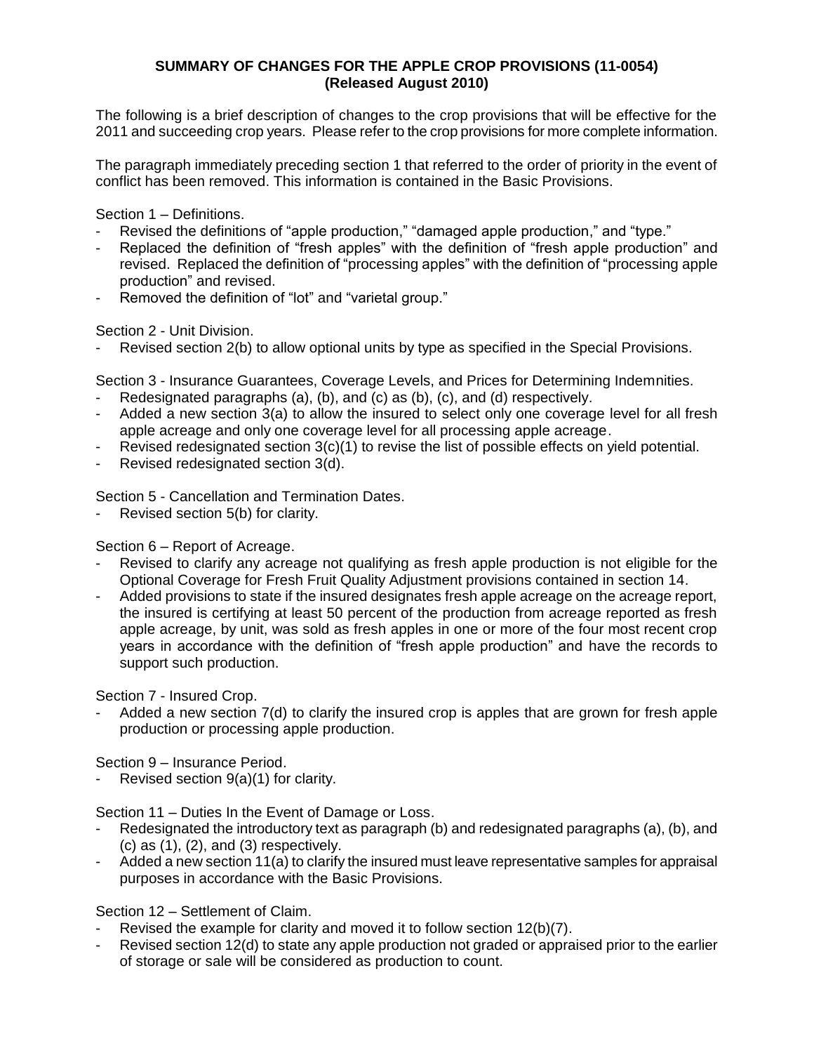**SUMMARY OF CHANGES FOR THE APPLE CROP PROVISIONS (11-0054)**
**(Released August 2010)**

The following is a brief description of changes to the crop provisions that will be effective for the 2011 and succeeding crop years. Please refer to the crop provisions for more complete information.

The paragraph immediately preceding section 1 that referred to the order of priority in the event of conflict has been removed. This information is contained in the Basic Provisions.

Section 1 – Definitions.

- Revised the definitions of "apple production," "damaged apple production," and "type."
- Replaced the definition of "fresh apples" with the definition of "fresh apple production" and revised. Replaced the definition of "processing apples" with the definition of "processing apple production" and revised.
- Removed the definition of "lot" and "varietal group."

Section 2 - Unit Division.

- Revised section 2(b) to allow optional units by type as specified in the Special Provisions.

Section 3 - Insurance Guarantees, Coverage Levels, and Prices for Determining Indemnities.

- Redesignated paragraphs (a), (b), and (c) as (b), (c), and (d) respectively.
- Added a new section 3(a) to allow the insured to select only one coverage level for all fresh apple acreage and only one coverage level for all processing apple acreage.
- Revised redesignated section 3(c)(1) to revise the list of possible effects on yield potential.
- Revised redesignated section 3(d).

Section 5 - Cancellation and Termination Dates.

- Revised section 5(b) for clarity.

Section 6 – Report of Acreage.

- Revised to clarify any acreage not qualifying as fresh apple production is not eligible for the Optional Coverage for Fresh Fruit Quality Adjustment provisions contained in section 14.
- Added provisions to state if the insured designates fresh apple acreage on the acreage report, the insured is certifying at least 50 percent of the production from acreage reported as fresh apple acreage, by unit, was sold as fresh apples in one or more of the four most recent crop years in accordance with the definition of "fresh apple production" and have the records to support such production.

Section 7 - Insured Crop.

- Added a new section 7(d) to clarify the insured crop is apples that are grown for fresh apple production or processing apple production.

Section 9 – Insurance Period.

- Revised section 9(a)(1) for clarity.

Section 11 – Duties In the Event of Damage or Loss.

- Redesignated the introductory text as paragraph (b) and redesignated paragraphs (a), (b), and (c) as (1), (2), and (3) respectively.
- Added a new section 11(a) to clarify the insured must leave representative samples for appraisal purposes in accordance with the Basic Provisions.

Section 12 – Settlement of Claim.

- Revised the example for clarity and moved it to follow section 12(b)(7).
- Revised section 12(d) to state any apple production not graded or appraised prior to the earlier of storage or sale will be considered as production to count.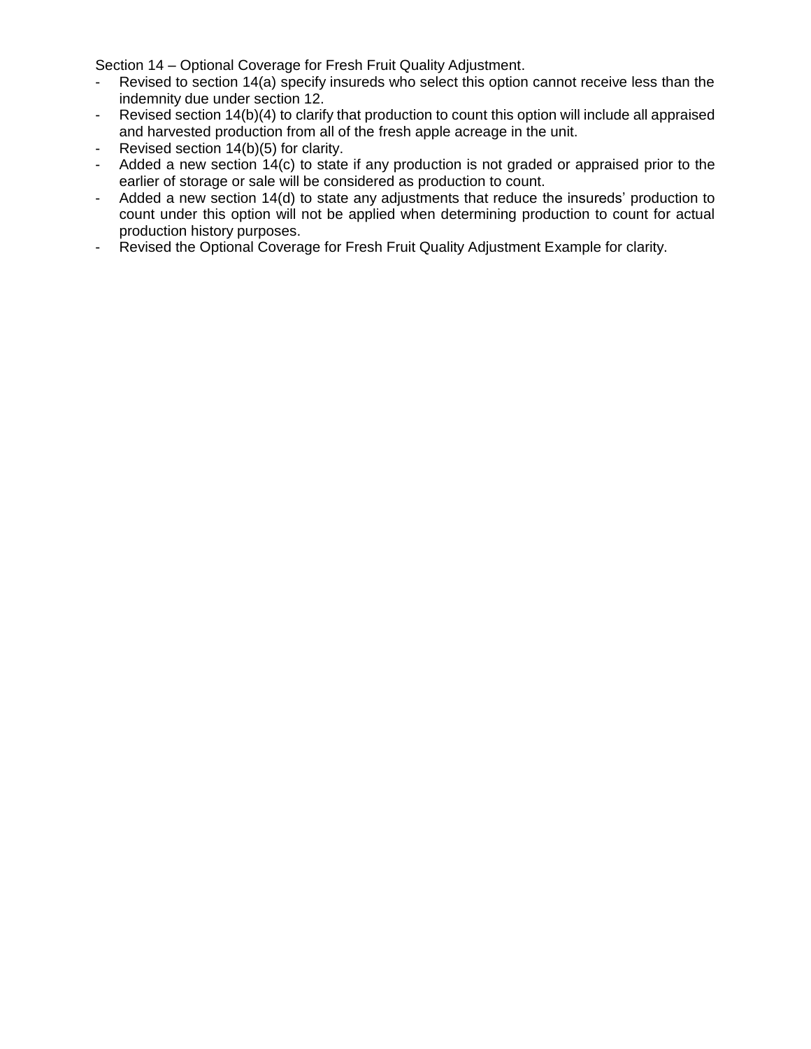Section 14 – Optional Coverage for Fresh Fruit Quality Adjustment.

- Revised to section 14(a) specify insureds who select this option cannot receive less than the indemnity due under section 12.
- Revised section 14(b)(4) to clarify that production to count this option will include all appraised and harvested production from all of the fresh apple acreage in the unit.
- Revised section 14(b)(5) for clarity.
- Added a new section 14(c) to state if any production is not graded or appraised prior to the earlier of storage or sale will be considered as production to count.
- Added a new section 14(d) to state any adjustments that reduce the insureds' production to count under this option will not be applied when determining production to count for actual production history purposes.
- Revised the Optional Coverage for Fresh Fruit Quality Adjustment Example for clarity.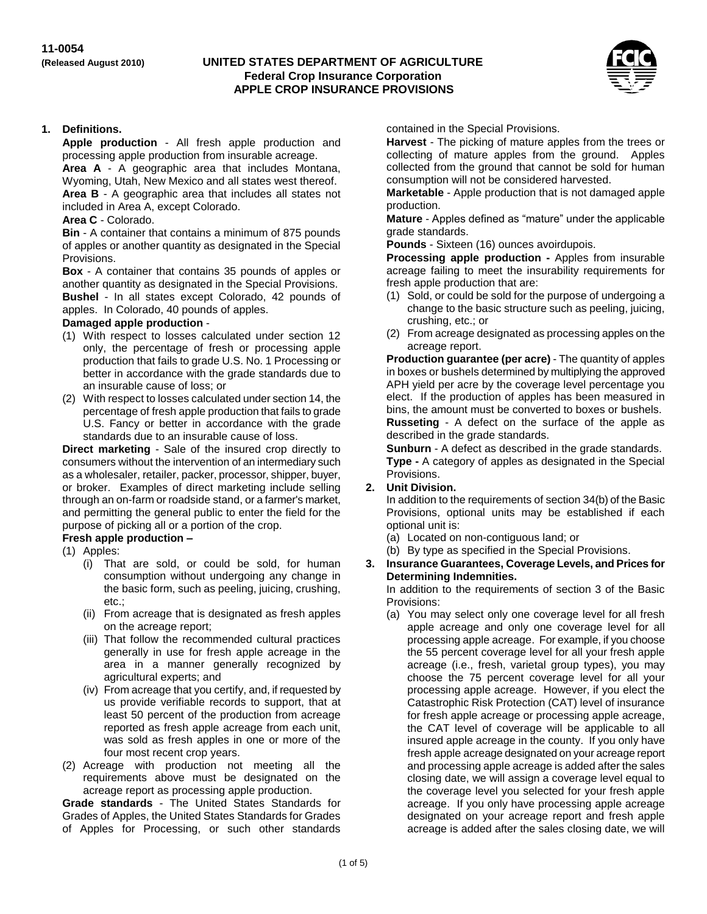**11-0054**
**(Released August 2010)**

**UNITED STATES DEPARTMENT OF AGRICULTURE**
**Federal Crop Insurance Corporation**
**APPLE CROP INSURANCE PROVISIONS**

**1. Definitions.**

**Apple production** - All fresh apple production and processing apple production from insurable acreage.

**Area A** - A geographic area that includes Montana, Wyoming, Utah, New Mexico and all states west thereof.

**Area B** - A geographic area that includes all states not included in Area A, except Colorado.

**Area C** - Colorado.

**Bin** - A container that contains a minimum of 875 pounds of apples or another quantity as designated in the Special Provisions.

**Box** - A container that contains 35 pounds of apples or another quantity as designated in the Special Provisions.

**Bushel** - In all states except Colorado, 42 pounds of apples. In Colorado, 40 pounds of apples.

**Damaged apple production** -

(1) With respect to losses calculated under section 12 only, the percentage of fresh or processing apple production that fails to grade U.S. No. 1 Processing or better in accordance with the grade standards due to an insurable cause of loss; or

(2) With respect to losses calculated under section 14, the percentage of fresh apple production that fails to grade U.S. Fancy or better in accordance with the grade standards due to an insurable cause of loss.

**Direct marketing** - Sale of the insured crop directly to consumers without the intervention of an intermediary such as a wholesaler, retailer, packer, processor, shipper, buyer, or broker. Examples of direct marketing include selling through an on-farm or roadside stand, or a farmer's market, and permitting the general public to enter the field for the purpose of picking all or a portion of the crop.

**Fresh apple production –**

(1) Apples:

(i) That are sold, or could be sold, for human consumption without undergoing any change in the basic form, such as peeling, juicing, crushing, etc.;

(ii) From acreage that is designated as fresh apples on the acreage report;

(iii) That follow the recommended cultural practices generally in use for fresh apple acreage in the area in a manner generally recognized by agricultural experts; and

(iv) From acreage that you certify, and, if requested by us provide verifiable records to support, that at least 50 percent of the production from acreage reported as fresh apple acreage from each unit, was sold as fresh apples in one or more of the four most recent crop years.

(2) Acreage with production not meeting all the requirements above must be designated on the acreage report as processing apple production.

**Grade standards** - The United States Standards for Grades of Apples, the United States Standards for Grades of Apples for Processing, or such other standards contained in the Special Provisions.

**Harvest** - The picking of mature apples from the trees or collecting of mature apples from the ground. Apples collected from the ground that cannot be sold for human consumption will not be considered harvested.

**Marketable** - Apple production that is not damaged apple production.

**Mature** - Apples defined as "mature" under the applicable grade standards.

**Pounds** - Sixteen (16) ounces avoirdupois.

**Processing apple production -** Apples from insurable acreage failing to meet the insurability requirements for fresh apple production that are:

(1) Sold, or could be sold for the purpose of undergoing a change to the basic structure such as peeling, juicing, crushing, etc.; or

(2) From acreage designated as processing apples on the acreage report.

**Production guarantee (per acre)** - The quantity of apples in boxes or bushels determined by multiplying the approved APH yield per acre by the coverage level percentage you elect. If the production of apples has been measured in bins, the amount must be converted to boxes or bushels.

**Russeting** - A defect on the surface of the apple as described in the grade standards.

**Sunburn** - A defect as described in the grade standards.

**Type -** A category of apples as designated in the Special Provisions.

**2. Unit Division.**

In addition to the requirements of section 34(b) of the Basic Provisions, optional units may be established if each optional unit is:

(a) Located on non-contiguous land; or

(b) By type as specified in the Special Provisions.

**3. Insurance Guarantees, Coverage Levels, and Prices for Determining Indemnities.**

In addition to the requirements of section 3 of the Basic Provisions:

(a) You may select only one coverage level for all fresh apple acreage and only one coverage level for all processing apple acreage. For example, if you choose the 55 percent coverage level for all your fresh apple acreage (i.e., fresh, varietal group types), you may choose the 75 percent coverage level for all your processing apple acreage. However, if you elect the Catastrophic Risk Protection (CAT) level of insurance for fresh apple acreage or processing apple acreage, the CAT level of coverage will be applicable to all insured apple acreage in the county. If you only have fresh apple acreage designated on your acreage report and processing apple acreage is added after the sales closing date, we will assign a coverage level equal to the coverage level you selected for your fresh apple acreage. If you only have processing apple acreage designated on your acreage report and fresh apple acreage is added after the sales closing date, we will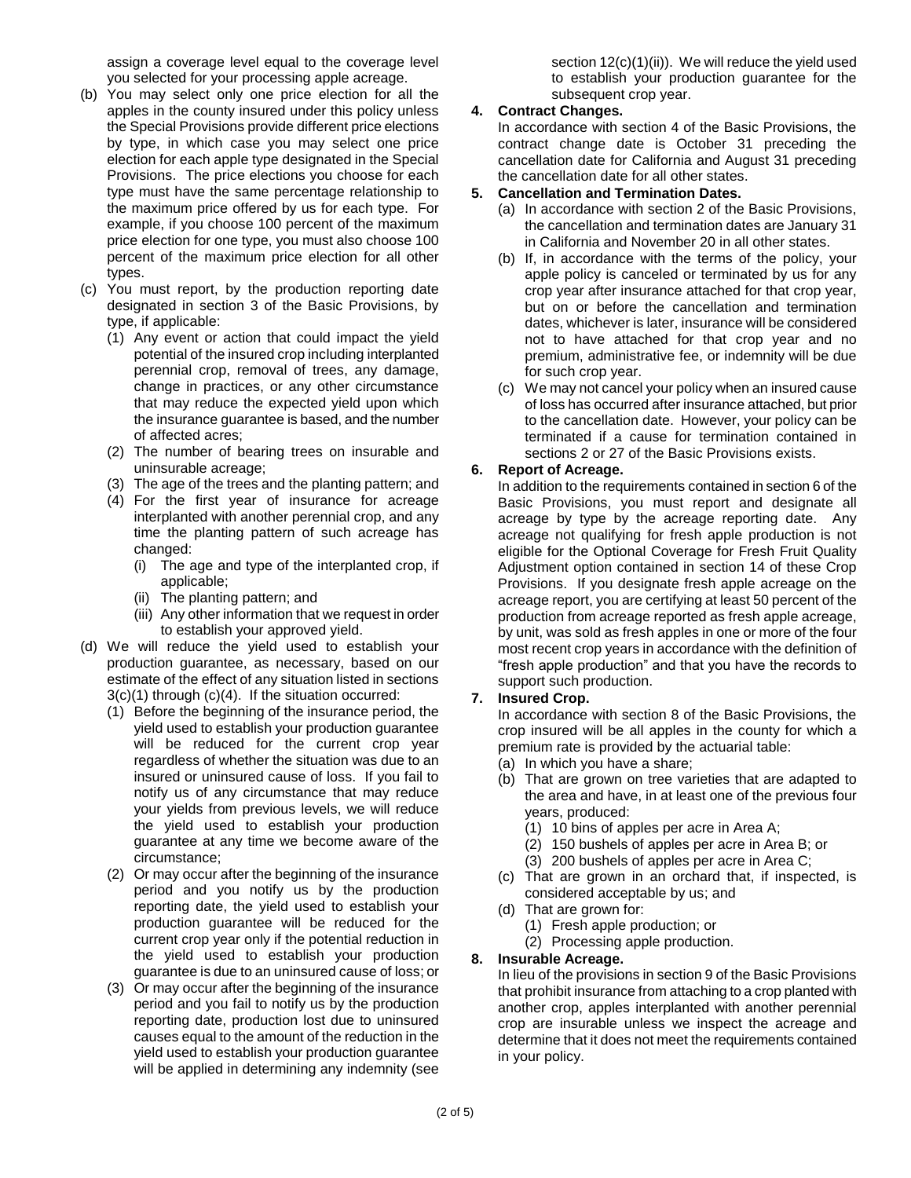assign a coverage level equal to the coverage level you selected for your processing apple acreage.

(b) You may select only one price election for all the apples in the county insured under this policy unless the Special Provisions provide different price elections by type, in which case you may select one price election for each apple type designated in the Special Provisions. The price elections you choose for each type must have the same percentage relationship to the maximum price offered by us for each type. For example, if you choose 100 percent of the maximum price election for one type, you must also choose 100 percent of the maximum price election for all other types.

(c) You must report, by the production reporting date designated in section 3 of the Basic Provisions, by type, if applicable:

(1) Any event or action that could impact the yield potential of the insured crop including interplanted perennial crop, removal of trees, any damage, change in practices, or any other circumstance that may reduce the expected yield upon which the insurance guarantee is based, and the number of affected acres;

(2) The number of bearing trees on insurable and uninsurable acreage;

(3) The age of the trees and the planting pattern; and

(4) For the first year of insurance for acreage interplanted with another perennial crop, and any time the planting pattern of such acreage has changed:

(i) The age and type of the interplanted crop, if applicable;

(ii) The planting pattern; and

(iii) Any other information that we request in order to establish your approved yield.

(d) We will reduce the yield used to establish your production guarantee, as necessary, based on our estimate of the effect of any situation listed in sections 3(c)(1) through (c)(4). If the situation occurred:

(1) Before the beginning of the insurance period, the yield used to establish your production guarantee will be reduced for the current crop year regardless of whether the situation was due to an insured or uninsured cause of loss. If you fail to notify us of any circumstance that may reduce your yields from previous levels, we will reduce the yield used to establish your production guarantee at any time we become aware of the circumstance;

(2) Or may occur after the beginning of the insurance period and you notify us by the production reporting date, the yield used to establish your production guarantee will be reduced for the current crop year only if the potential reduction in the yield used to establish your production guarantee is due to an uninsured cause of loss; or

(3) Or may occur after the beginning of the insurance period and you fail to notify us by the production reporting date, production lost due to uninsured causes equal to the amount of the reduction in the yield used to establish your production guarantee will be applied in determining any indemnity (see section 12(c)(1)(ii)). We will reduce the yield used to establish your production guarantee for the subsequent crop year.

**4. Contract Changes.**

In accordance with section 4 of the Basic Provisions, the contract change date is October 31 preceding the cancellation date for California and August 31 preceding the cancellation date for all other states.

**5. Cancellation and Termination Dates.**

(a) In accordance with section 2 of the Basic Provisions, the cancellation and termination dates are January 31 in California and November 20 in all other states.

(b) If, in accordance with the terms of the policy, your apple policy is canceled or terminated by us for any crop year after insurance attached for that crop year, but on or before the cancellation and termination dates, whichever is later, insurance will be considered not to have attached for that crop year and no premium, administrative fee, or indemnity will be due for such crop year.

(c) We may not cancel your policy when an insured cause of loss has occurred after insurance attached, but prior to the cancellation date. However, your policy can be terminated if a cause for termination contained in sections 2 or 27 of the Basic Provisions exists.

**6. Report of Acreage.**

In addition to the requirements contained in section 6 of the Basic Provisions, you must report and designate all acreage by type by the acreage reporting date. Any acreage not qualifying for fresh apple production is not eligible for the Optional Coverage for Fresh Fruit Quality Adjustment option contained in section 14 of these Crop Provisions. If you designate fresh apple acreage on the acreage report, you are certifying at least 50 percent of the production from acreage reported as fresh apple acreage, by unit, was sold as fresh apples in one or more of the four most recent crop years in accordance with the definition of "fresh apple production" and that you have the records to support such production.

**7. Insured Crop.**

In accordance with section 8 of the Basic Provisions, the crop insured will be all apples in the county for which a premium rate is provided by the actuarial table:

(a) In which you have a share;

(b) That are grown on tree varieties that are adapted to the area and have, in at least one of the previous four years, produced:

(1) 10 bins of apples per acre in Area A;

(2) 150 bushels of apples per acre in Area B; or

(3) 200 bushels of apples per acre in Area C;

(c) That are grown in an orchard that, if inspected, is considered acceptable by us; and

(d) That are grown for:

(1) Fresh apple production; or

(2) Processing apple production.

**8. Insurable Acreage.**

In lieu of the provisions in section 9 of the Basic Provisions that prohibit insurance from attaching to a crop planted with another crop, apples interplanted with another perennial crop are insurable unless we inspect the acreage and determine that it does not meet the requirements contained in your policy.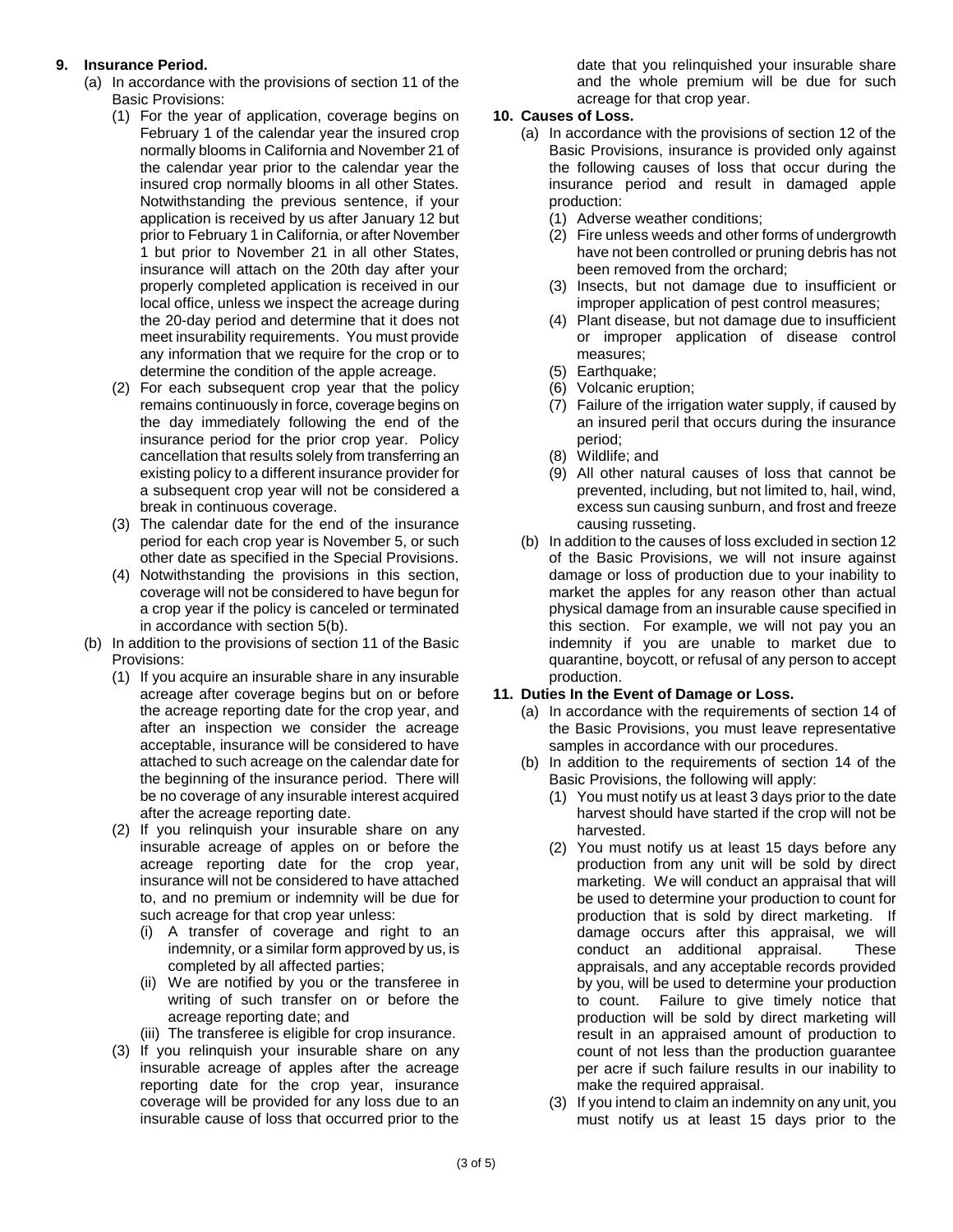**9. Insurance Period.**

(a) In accordance with the provisions of section 11 of the Basic Provisions:

(1) For the year of application, coverage begins on February 1 of the calendar year the insured crop normally blooms in California and November 21 of the calendar year prior to the calendar year the insured crop normally blooms in all other States. Notwithstanding the previous sentence, if your application is received by us after January 12 but prior to February 1 in California, or after November 1 but prior to November 21 in all other States, insurance will attach on the 20th day after your properly completed application is received in our local office, unless we inspect the acreage during the 20-day period and determine that it does not meet insurability requirements. You must provide any information that we require for the crop or to determine the condition of the apple acreage.

(2) For each subsequent crop year that the policy remains continuously in force, coverage begins on the day immediately following the end of the insurance period for the prior crop year. Policy cancellation that results solely from transferring an existing policy to a different insurance provider for a subsequent crop year will not be considered a break in continuous coverage.

(3) The calendar date for the end of the insurance period for each crop year is November 5, or such other date as specified in the Special Provisions.

(4) Notwithstanding the provisions in this section, coverage will not be considered to have begun for a crop year if the policy is canceled or terminated in accordance with section 5(b).

(b) In addition to the provisions of section 11 of the Basic Provisions:

(1) If you acquire an insurable share in any insurable acreage after coverage begins but on or before the acreage reporting date for the crop year, and after an inspection we consider the acreage acceptable, insurance will be considered to have attached to such acreage on the calendar date for the beginning of the insurance period. There will be no coverage of any insurable interest acquired after the acreage reporting date.

(2) If you relinquish your insurable share on any insurable acreage of apples on or before the acreage reporting date for the crop year, insurance will not be considered to have attached to, and no premium or indemnity will be due for such acreage for that crop year unless:

(i) A transfer of coverage and right to an indemnity, or a similar form approved by us, is completed by all affected parties;

(ii) We are notified by you or the transferee in writing of such transfer on or before the acreage reporting date; and

(iii) The transferee is eligible for crop insurance.

(3) If you relinquish your insurable share on any insurable acreage of apples after the acreage reporting date for the crop year, insurance coverage will be provided for any loss due to an insurable cause of loss that occurred prior to the date that you relinquished your insurable share and the whole premium will be due for such acreage for that crop year.

**10. Causes of Loss.**

(a) In accordance with the provisions of section 12 of the Basic Provisions, insurance is provided only against the following causes of loss that occur during the insurance period and result in damaged apple production:

(1) Adverse weather conditions;

(2) Fire unless weeds and other forms of undergrowth have not been controlled or pruning debris has not been removed from the orchard;

(3) Insects, but not damage due to insufficient or improper application of pest control measures;

(4) Plant disease, but not damage due to insufficient or improper application of disease control measures;

(5) Earthquake;

(6) Volcanic eruption;

(7) Failure of the irrigation water supply, if caused by an insured peril that occurs during the insurance period;

(8) Wildlife; and

(9) All other natural causes of loss that cannot be prevented, including, but not limited to, hail, wind, excess sun causing sunburn, and frost and freeze causing russeting.

(b) In addition to the causes of loss excluded in section 12 of the Basic Provisions, we will not insure against damage or loss of production due to your inability to market the apples for any reason other than actual physical damage from an insurable cause specified in this section. For example, we will not pay you an indemnity if you are unable to market due to quarantine, boycott, or refusal of any person to accept production.

**11. Duties In the Event of Damage or Loss.**

(a) In accordance with the requirements of section 14 of the Basic Provisions, you must leave representative samples in accordance with our procedures.

(b) In addition to the requirements of section 14 of the Basic Provisions, the following will apply:

(1) You must notify us at least 3 days prior to the date harvest should have started if the crop will not be harvested.

(2) You must notify us at least 15 days before any production from any unit will be sold by direct marketing. We will conduct an appraisal that will be used to determine your production to count for production that is sold by direct marketing. If damage occurs after this appraisal, we will conduct an additional appraisal. These appraisals, and any acceptable records provided by you, will be used to determine your production to count. Failure to give timely notice that production will be sold by direct marketing will result in an appraised amount of production to count of not less than the production guarantee per acre if such failure results in our inability to make the required appraisal.

(3) If you intend to claim an indemnity on any unit, you must notify us at least 15 days prior to the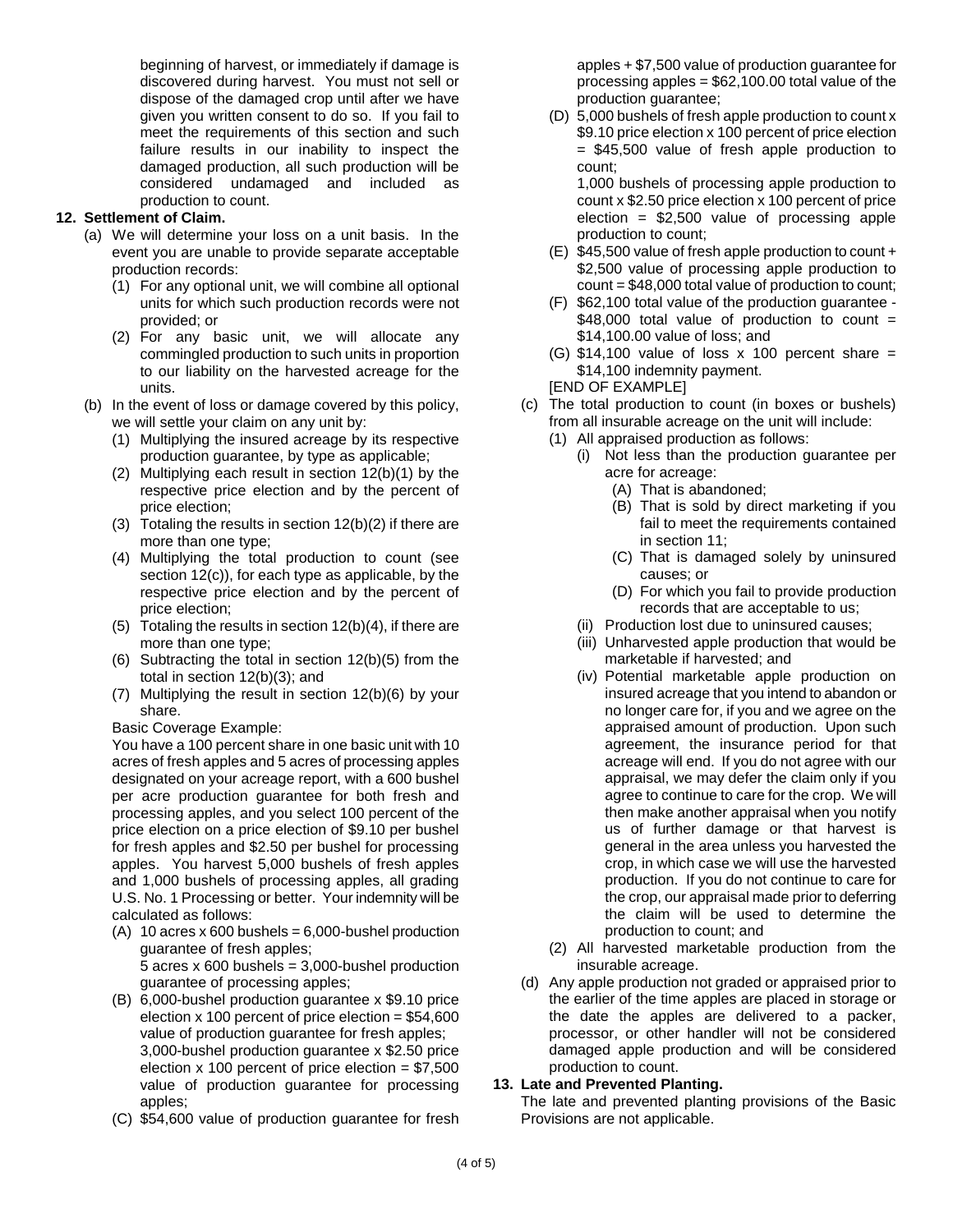beginning of harvest, or immediately if damage is discovered during harvest. You must not sell or dispose of the damaged crop until after we have given you written consent to do so. If you fail to meet the requirements of this section and such failure results in our inability to inspect the damaged production, all such production will be considered undamaged and included as production to count.

**12. Settlement of Claim.**

(a) We will determine your loss on a unit basis. In the event you are unable to provide separate acceptable production records:

(1) For any optional unit, we will combine all optional units for which such production records were not provided; or

(2) For any basic unit, we will allocate any commingled production to such units in proportion to our liability on the harvested acreage for the units.

(b) In the event of loss or damage covered by this policy, we will settle your claim on any unit by:

(1) Multiplying the insured acreage by its respective production guarantee, by type as applicable;

(2) Multiplying each result in section 12(b)(1) by the respective price election and by the percent of price election;

(3) Totaling the results in section 12(b)(2) if there are more than one type;

(4) Multiplying the total production to count (see section 12(c)), for each type as applicable, by the respective price election and by the percent of price election;

(5) Totaling the results in section 12(b)(4), if there are more than one type;

(6) Subtracting the total in section 12(b)(5) from the total in section 12(b)(3); and

(7) Multiplying the result in section 12(b)(6) by your share.

Basic Coverage Example:

You have a 100 percent share in one basic unit with 10 acres of fresh apples and 5 acres of processing apples designated on your acreage report, with a 600 bushel per acre production guarantee for both fresh and processing apples, and you select 100 percent of the price election on a price election of $9.10 per bushel for fresh apples and $2.50 per bushel for processing apples. You harvest 5,000 bushels of fresh apples and 1,000 bushels of processing apples, all grading U.S. No. 1 Processing or better. Your indemnity will be calculated as follows:

(A) 10 acres x 600 bushels = 6,000-bushel production guarantee of fresh apples;
5 acres x 600 bushels = 3,000-bushel production guarantee of processing apples;

(B) 6,000-bushel production guarantee x $9.10 price election x 100 percent of price election = $54,600 value of production guarantee for fresh apples;
3,000-bushel production guarantee x $2.50 price election x 100 percent of price election = $7,500 value of production guarantee for processing apples;

(C) $54,600 value of production guarantee for fresh apples + $7,500 value of production guarantee for processing apples = $62,100.00 total value of the production guarantee;

(D) 5,000 bushels of fresh apple production to count x $9.10 price election x 100 percent of price election = $45,500 value of fresh apple production to count;
1,000 bushels of processing apple production to count x $2.50 price election x 100 percent of price election = $2,500 value of processing apple production to count;

(E) $45,500 value of fresh apple production to count + $2,500 value of processing apple production to count = $48,000 total value of production to count;

(F) $62,100 total value of the production guarantee - $48,000 total value of production to count = $14,100.00 value of loss; and

(G) $14,100 value of loss x 100 percent share = $14,100 indemnity payment.

[END OF EXAMPLE]

(c) The total production to count (in boxes or bushels) from all insurable acreage on the unit will include:

(1) All appraised production as follows:

(i) Not less than the production guarantee per acre for acreage:

(A) That is abandoned;

(B) That is sold by direct marketing if you fail to meet the requirements contained in section 11;

(C) That is damaged solely by uninsured causes; or

(D) For which you fail to provide production records that are acceptable to us;

(ii) Production lost due to uninsured causes;

(iii) Unharvested apple production that would be marketable if harvested; and

(iv) Potential marketable apple production on insured acreage that you intend to abandon or no longer care for, if you and we agree on the appraised amount of production. Upon such agreement, the insurance period for that acreage will end. If you do not agree with our appraisal, we may defer the claim only if you agree to continue to care for the crop. We will then make another appraisal when you notify us of further damage or that harvest is general in the area unless you harvested the crop, in which case we will use the harvested production. If you do not continue to care for the crop, our appraisal made prior to deferring the claim will be used to determine the production to count; and

(2) All harvested marketable production from the insurable acreage.

(d) Any apple production not graded or appraised prior to the earlier of the time apples are placed in storage or the date the apples are delivered to a packer, processor, or other handler will not be considered damaged apple production and will be considered production to count.

**13. Late and Prevented Planting.**

The late and prevented planting provisions of the Basic Provisions are not applicable.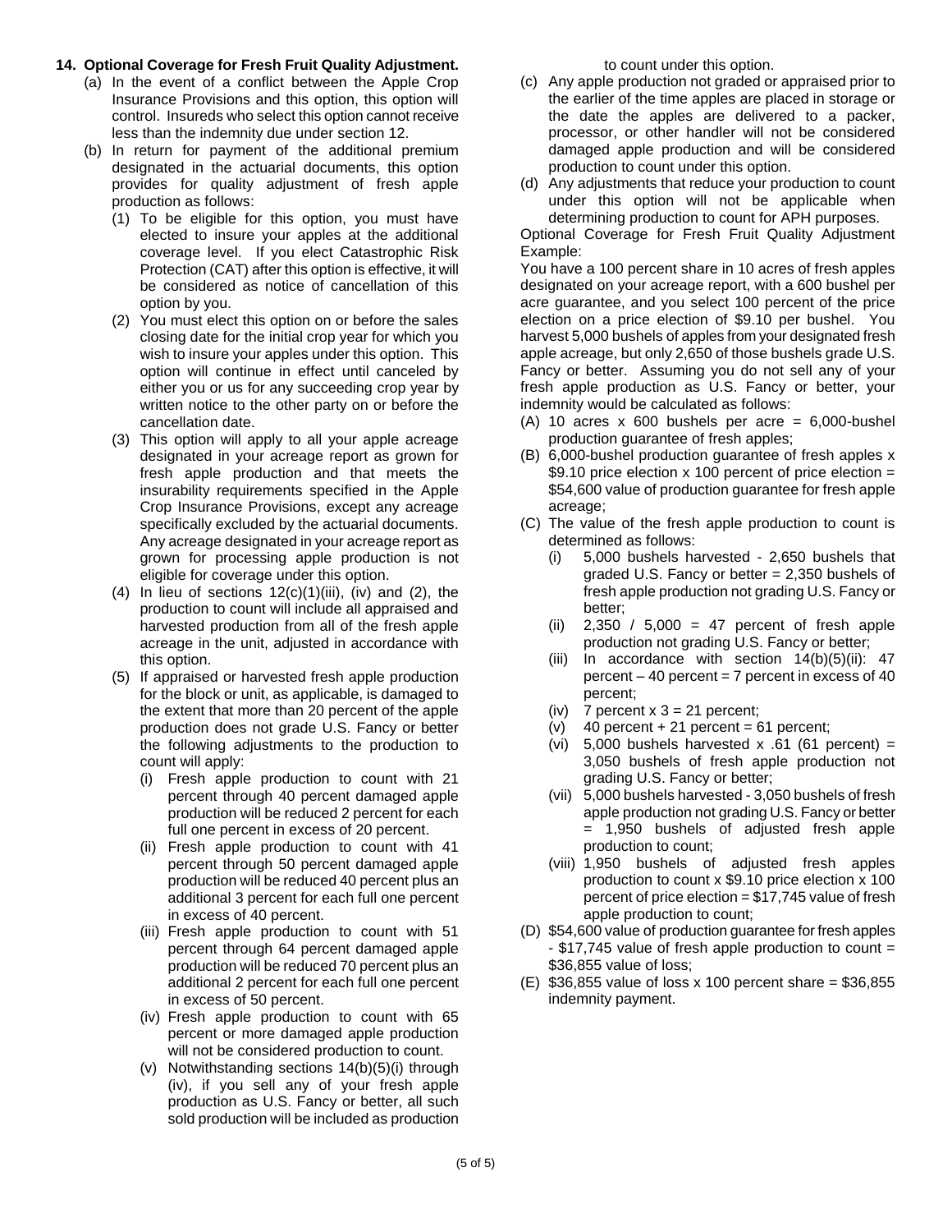**14. Optional Coverage for Fresh Fruit Quality Adjustment.**

(a) In the event of a conflict between the Apple Crop Insurance Provisions and this option, this option will control. Insureds who select this option cannot receive less than the indemnity due under section 12.

(b) In return for payment of the additional premium designated in the actuarial documents, this option provides for quality adjustment of fresh apple production as follows:

(1) To be eligible for this option, you must have elected to insure your apples at the additional coverage level. If you elect Catastrophic Risk Protection (CAT) after this option is effective, it will be considered as notice of cancellation of this option by you.

(2) You must elect this option on or before the sales closing date for the initial crop year for which you wish to insure your apples under this option. This option will continue in effect until canceled by either you or us for any succeeding crop year by written notice to the other party on or before the cancellation date.

(3) This option will apply to all your apple acreage designated in your acreage report as grown for fresh apple production and that meets the insurability requirements specified in the Apple Crop Insurance Provisions, except any acreage specifically excluded by the actuarial documents. Any acreage designated in your acreage report as grown for processing apple production is not eligible for coverage under this option.

(4) In lieu of sections 12(c)(1)(iii), (iv) and (2), the production to count will include all appraised and harvested production from all of the fresh apple acreage in the unit, adjusted in accordance with this option.

(5) If appraised or harvested fresh apple production for the block or unit, as applicable, is damaged to the extent that more than 20 percent of the apple production does not grade U.S. Fancy or better the following adjustments to the production to count will apply:

(i) Fresh apple production to count with 21 percent through 40 percent damaged apple production will be reduced 2 percent for each full one percent in excess of 20 percent.

(ii) Fresh apple production to count with 41 percent through 50 percent damaged apple production will be reduced 40 percent plus an additional 3 percent for each full one percent in excess of 40 percent.

(iii) Fresh apple production to count with 51 percent through 64 percent damaged apple production will be reduced 70 percent plus an additional 2 percent for each full one percent in excess of 50 percent.

(iv) Fresh apple production to count with 65 percent or more damaged apple production will not be considered production to count.

(v) Notwithstanding sections 14(b)(5)(i) through (iv), if you sell any of your fresh apple production as U.S. Fancy or better, all such sold production will be included as production to count under this option.

(c) Any apple production not graded or appraised prior to the earlier of the time apples are placed in storage or the date the apples are delivered to a packer, processor, or other handler will not be considered damaged apple production and will be considered production to count under this option.

(d) Any adjustments that reduce your production to count under this option will not be applicable when determining production to count for APH purposes.

Optional Coverage for Fresh Fruit Quality Adjustment Example:

You have a 100 percent share in 10 acres of fresh apples designated on your acreage report, with a 600 bushel per acre guarantee, and you select 100 percent of the price election on a price election of $9.10 per bushel. You harvest 5,000 bushels of apples from your designated fresh apple acreage, but only 2,650 of those bushels grade U.S. Fancy or better. Assuming you do not sell any of your fresh apple production as U.S. Fancy or better, your indemnity would be calculated as follows:

(A) 10 acres x 600 bushels per acre = 6,000-bushel production guarantee of fresh apples;

(B) 6,000-bushel production guarantee of fresh apples x $9.10 price election x 100 percent of price election = $54,600 value of production guarantee for fresh apple acreage;

(C) The value of the fresh apple production to count is determined as follows:

(i) 5,000 bushels harvested - 2,650 bushels that graded U.S. Fancy or better = 2,350 bushels of fresh apple production not grading U.S. Fancy or better;

(ii) 2,350 / 5,000 = 47 percent of fresh apple production not grading U.S. Fancy or better;

(iii) In accordance with section 14(b)(5)(ii): 47 percent – 40 percent = 7 percent in excess of 40 percent;

(iv) 7 percent x 3 = 21 percent;

(v) 40 percent + 21 percent = 61 percent;

(vi) 5,000 bushels harvested x .61 (61 percent) = 3,050 bushels of fresh apple production not grading U.S. Fancy or better;

(vii) 5,000 bushels harvested - 3,050 bushels of fresh apple production not grading U.S. Fancy or better = 1,950 bushels of adjusted fresh apple production to count;

(viii) 1,950 bushels of adjusted fresh apples production to count x $9.10 price election x 100 percent of price election = $17,745 value of fresh apple production to count;

(D) $54,600 value of production guarantee for fresh apples - $17,745 value of fresh apple production to count = $36,855 value of loss;

(E) $36,855 value of loss x 100 percent share = $36,855 indemnity payment.